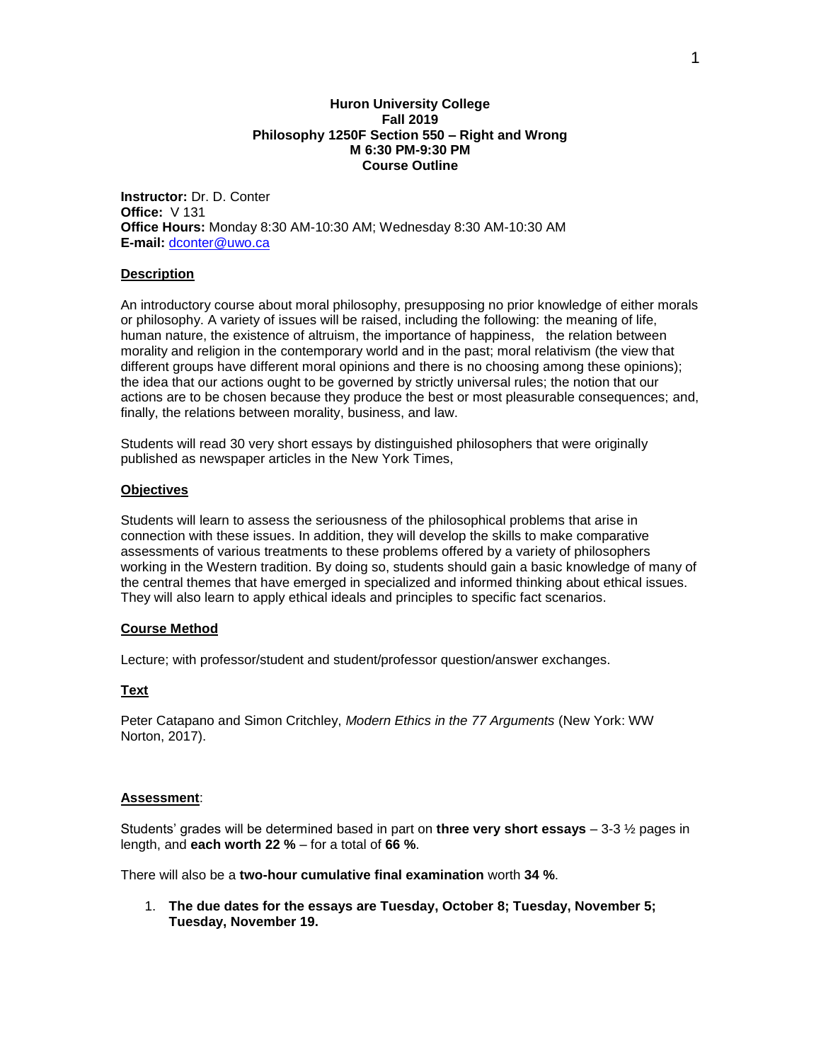**Huron University College**
**Fall 2019**
**Philosophy 1250F Section 550 – Right and Wrong**
**M 6:30 PM-9:30 PM**
**Course Outline**

**Instructor:** Dr. D. Conter
**Office:** V 131
**Office Hours:** Monday 8:30 AM-10:30 AM; Wednesday 8:30 AM-10:30 AM
**E-mail:** dconter@uwo.ca

## Description

An introductory course about moral philosophy, presupposing no prior knowledge of either morals or philosophy. A variety of issues will be raised, including the following: the meaning of life, human nature, the existence of altruism, the importance of happiness, the relation between morality and religion in the contemporary world and in the past; moral relativism (the view that different groups have different moral opinions and there is no choosing among these opinions); the idea that our actions ought to be governed by strictly universal rules; the notion that our actions are to be chosen because they produce the best or most pleasurable consequences; and, finally, the relations between morality, business, and law.

Students will read 30 very short essays by distinguished philosophers that were originally published as newspaper articles in the New York Times,

## Objectives

Students will learn to assess the seriousness of the philosophical problems that arise in connection with these issues. In addition, they will develop the skills to make comparative assessments of various treatments to these problems offered by a variety of philosophers working in the Western tradition. By doing so, students should gain a basic knowledge of many of the central themes that have emerged in specialized and informed thinking about ethical issues. They will also learn to apply ethical ideals and principles to specific fact scenarios.

## Course Method

Lecture; with professor/student and student/professor question/answer exchanges.

## Text

Peter Catapano and Simon Critchley, *Modern Ethics in the 77 Arguments* (New York: WW Norton, 2017).

## Assessment:

Students' grades will be determined based in part on **three very short essays** – 3-3 ½ pages in length, and **each worth 22 %** – for a total of **66 %**.

There will also be a **two-hour cumulative final examination** worth **34 %**.

1. **The due dates for the essays are Tuesday, October 8; Tuesday, November 5; Tuesday, November 19.**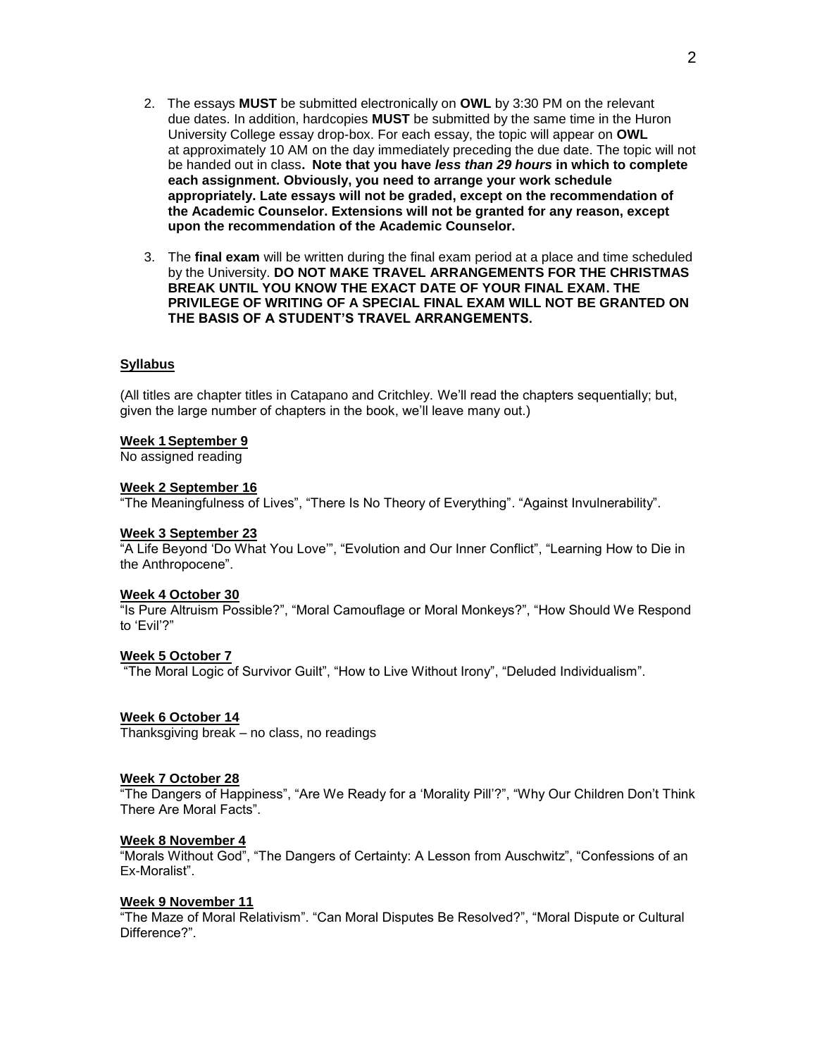2. The essays **MUST** be submitted electronically on **OWL** by 3:30 PM on the relevant due dates. In addition, hardcopies **MUST** be submitted by the same time in the Huron University College essay drop-box. For each essay, the topic will appear on **OWL** at approximately 10 AM on the day immediately preceding the due date. The topic will not be handed out in class**. Note that you have *less than 29 hours* in which to complete each assignment. Obviously, you need to arrange your work schedule appropriately. Late essays will not be graded, except on the recommendation of the Academic Counselor. Extensions will not be granted for any reason, except upon the recommendation of the Academic Counselor.**

3. The **final exam** will be written during the final exam period at a place and time scheduled by the University. **DO NOT MAKE TRAVEL ARRANGEMENTS FOR THE CHRISTMAS BREAK UNTIL YOU KNOW THE EXACT DATE OF YOUR FINAL EXAM. THE PRIVILEGE OF WRITING OF A SPECIAL FINAL EXAM WILL NOT BE GRANTED ON THE BASIS OF A STUDENT'S TRAVEL ARRANGEMENTS.**

## Syllabus

(All titles are chapter titles in Catapano and Critchley. We'll read the chapters sequentially; but, given the large number of chapters in the book, we'll leave many out.)

**Week 1 September 9**
No assigned reading

**Week 2 September 16**
"The Meaningfulness of Lives", "There Is No Theory of Everything". "Against Invulnerability".

**Week 3 September 23**
"A Life Beyond 'Do What You Love'", "Evolution and Our Inner Conflict", "Learning How to Die in the Anthropocene".

**Week 4 October 30**
"Is Pure Altruism Possible?", "Moral Camouflage or Moral Monkeys?", "How Should We Respond to 'Evil'?"

**Week 5 October 7**
"The Moral Logic of Survivor Guilt", "How to Live Without Irony", "Deluded Individualism".

**Week 6 October 14**
Thanksgiving break – no class, no readings

**Week 7 October 28**
"The Dangers of Happiness", "Are We Ready for a 'Morality Pill'?", "Why Our Children Don't Think There Are Moral Facts".

**Week 8 November 4**
"Morals Without God", "The Dangers of Certainty: A Lesson from Auschwitz", "Confessions of an Ex-Moralist".

**Week 9 November 11**
"The Maze of Moral Relativism". "Can Moral Disputes Be Resolved?", "Moral Dispute or Cultural Difference?".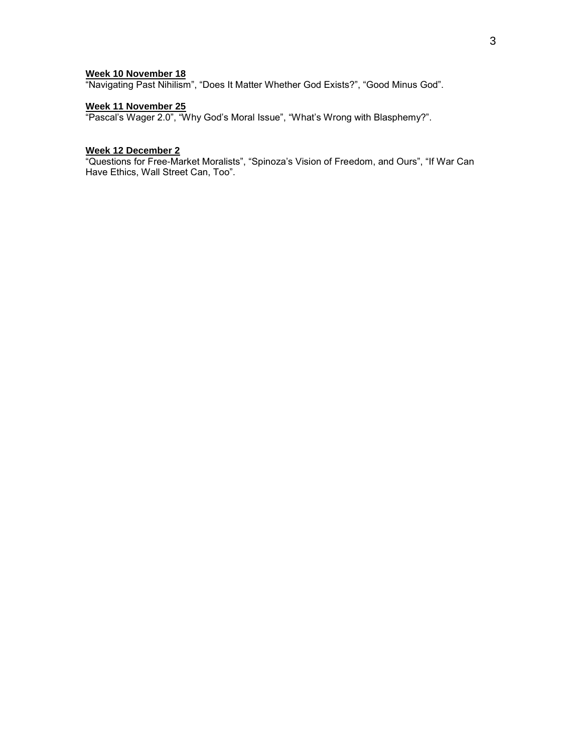**Week 10 November 18**
"Navigating Past Nihilism", "Does It Matter Whether God Exists?", "Good Minus God".

**Week 11 November 25**
"Pascal's Wager 2.0", "Why God's Moral Issue", "What's Wrong with Blasphemy?".

**Week 12 December 2**
"Questions for Free-Market Moralists", "Spinoza's Vision of Freedom, and Ours", "If War Can Have Ethics, Wall Street Can, Too".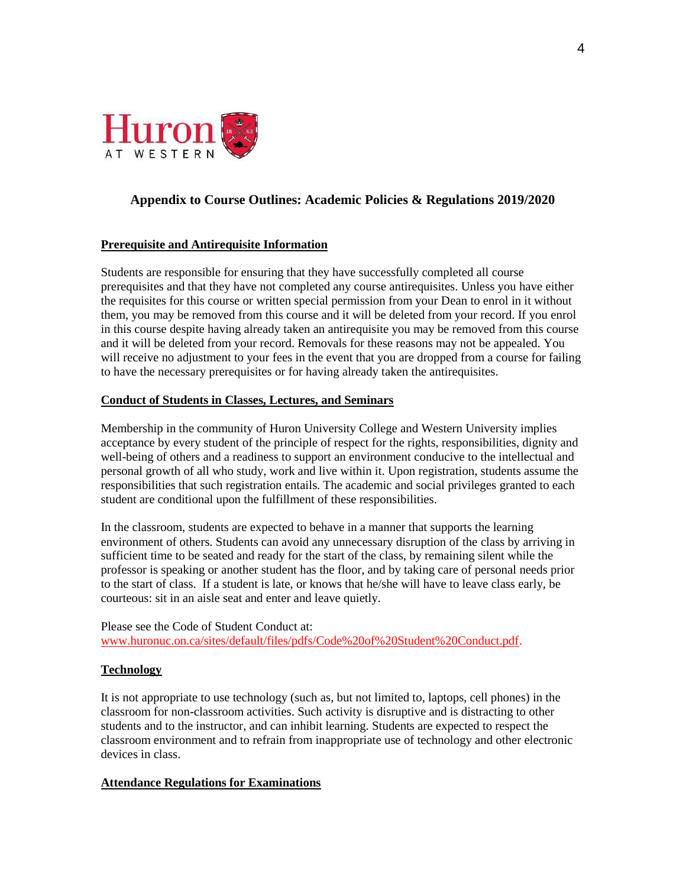Huron AT WESTERN

## Appendix to Course Outlines: Academic Policies & Regulations 2019/2020

### Prerequisite and Antirequisite Information

Students are responsible for ensuring that they have successfully completed all course prerequisites and that they have not completed any course antirequisites. Unless you have either the requisites for this course or written special permission from your Dean to enrol in it without them, you may be removed from this course and it will be deleted from your record. If you enrol in this course despite having already taken an antirequisite you may be removed from this course and it will be deleted from your record. Removals for these reasons may not be appealed. You will receive no adjustment to your fees in the event that you are dropped from a course for failing to have the necessary prerequisites or for having already taken the antirequisites.

### Conduct of Students in Classes, Lectures, and Seminars

Membership in the community of Huron University College and Western University implies acceptance by every student of the principle of respect for the rights, responsibilities, dignity and well-being of others and a readiness to support an environment conducive to the intellectual and personal growth of all who study, work and live within it. Upon registration, students assume the responsibilities that such registration entails. The academic and social privileges granted to each student are conditional upon the fulfillment of these responsibilities.

In the classroom, students are expected to behave in a manner that supports the learning environment of others. Students can avoid any unnecessary disruption of the class by arriving in sufficient time to be seated and ready for the start of the class, by remaining silent while the professor is speaking or another student has the floor, and by taking care of personal needs prior to the start of class. If a student is late, or knows that he/she will have to leave class early, be courteous: sit in an aisle seat and enter and leave quietly.

Please see the Code of Student Conduct at: www.huronuc.on.ca/sites/default/files/pdfs/Code%20of%20Student%20Conduct.pdf.

### Technology

It is not appropriate to use technology (such as, but not limited to, laptops, cell phones) in the classroom for non-classroom activities. Such activity is disruptive and is distracting to other students and to the instructor, and can inhibit learning. Students are expected to respect the classroom environment and to refrain from inappropriate use of technology and other electronic devices in class.

### Attendance Regulations for Examinations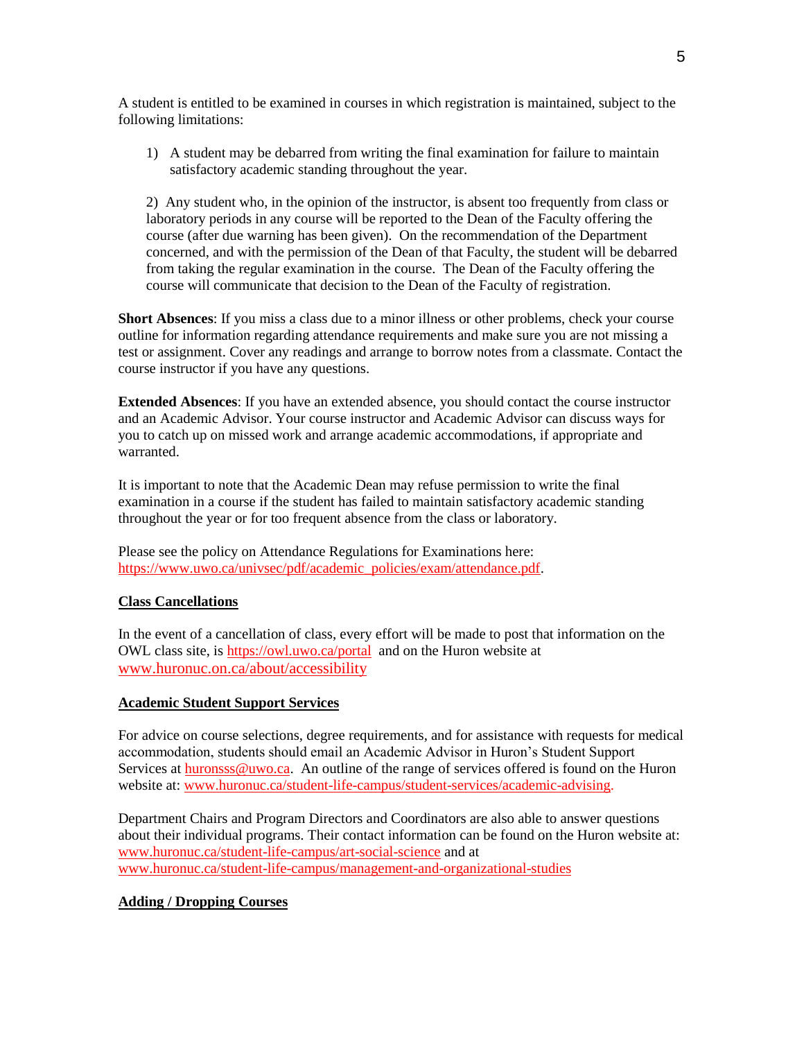A student is entitled to be examined in courses in which registration is maintained, subject to the following limitations:

1) A student may be debarred from writing the final examination for failure to maintain satisfactory academic standing throughout the year.

2) Any student who, in the opinion of the instructor, is absent too frequently from class or laboratory periods in any course will be reported to the Dean of the Faculty offering the course (after due warning has been given). On the recommendation of the Department concerned, and with the permission of the Dean of that Faculty, the student will be debarred from taking the regular examination in the course. The Dean of the Faculty offering the course will communicate that decision to the Dean of the Faculty of registration.

**Short Absences**: If you miss a class due to a minor illness or other problems, check your course outline for information regarding attendance requirements and make sure you are not missing a test or assignment. Cover any readings and arrange to borrow notes from a classmate. Contact the course instructor if you have any questions.

**Extended Absences**: If you have an extended absence, you should contact the course instructor and an Academic Advisor. Your course instructor and Academic Advisor can discuss ways for you to catch up on missed work and arrange academic accommodations, if appropriate and warranted.

It is important to note that the Academic Dean may refuse permission to write the final examination in a course if the student has failed to maintain satisfactory academic standing throughout the year or for too frequent absence from the class or laboratory.

Please see the policy on Attendance Regulations for Examinations here: https://www.uwo.ca/univsec/pdf/academic_policies/exam/attendance.pdf.

**Class Cancellations**

In the event of a cancellation of class, every effort will be made to post that information on the OWL class site, is https://owl.uwo.ca/portal and on the Huron website at www.huronuc.on.ca/about/accessibility

**Academic Student Support Services**

For advice on course selections, degree requirements, and for assistance with requests for medical accommodation, students should email an Academic Advisor in Huron's Student Support Services at huronsss@uwo.ca. An outline of the range of services offered is found on the Huron website at: www.huronuc.ca/student-life-campus/student-services/academic-advising.

Department Chairs and Program Directors and Coordinators are also able to answer questions about their individual programs. Their contact information can be found on the Huron website at: www.huronuc.ca/student-life-campus/art-social-science and at www.huronuc.ca/student-life-campus/management-and-organizational-studies

**Adding / Dropping Courses**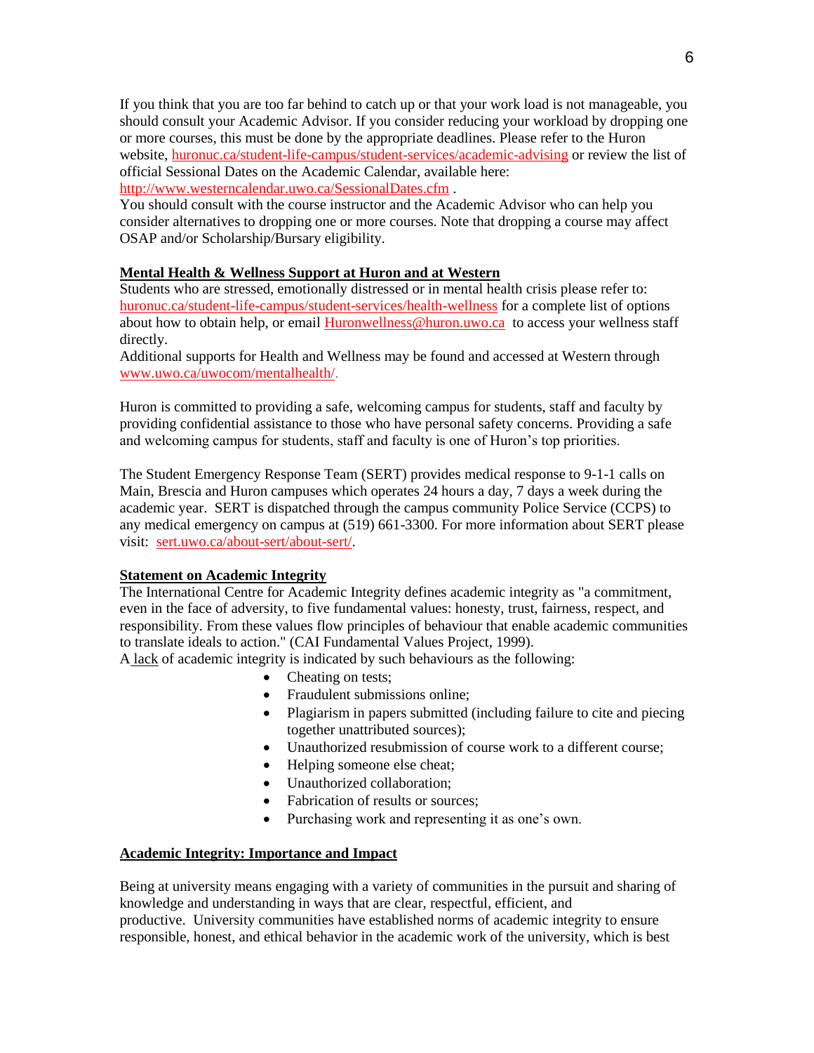If you think that you are too far behind to catch up or that your work load is not manageable, you should consult your Academic Advisor. If you consider reducing your workload by dropping one or more courses, this must be done by the appropriate deadlines. Please refer to the Huron website, huronuc.ca/student-life-campus/student-services/academic-advising or review the list of official Sessional Dates on the Academic Calendar, available here: http://www.westerncalendar.uwo.ca/SessionalDates.cfm .
You should consult with the course instructor and the Academic Advisor who can help you consider alternatives to dropping one or more courses. Note that dropping a course may affect OSAP and/or Scholarship/Bursary eligibility.

**Mental Health & Wellness Support at Huron and at Western**

Students who are stressed, emotionally distressed or in mental health crisis please refer to: huronuc.ca/student-life-campus/student-services/health-wellness for a complete list of options about how to obtain help, or email Huronwellness@huron.uwo.ca to access your wellness staff directly.
Additional supports for Health and Wellness may be found and accessed at Western through www.uwo.ca/uwocom/mentalhealth/.

Huron is committed to providing a safe, welcoming campus for students, staff and faculty by providing confidential assistance to those who have personal safety concerns. Providing a safe and welcoming campus for students, staff and faculty is one of Huron's top priorities.

The Student Emergency Response Team (SERT) provides medical response to 9-1-1 calls on Main, Brescia and Huron campuses which operates 24 hours a day, 7 days a week during the academic year. SERT is dispatched through the campus community Police Service (CCPS) to any medical emergency on campus at (519) 661-3300. For more information about SERT please visit: sert.uwo.ca/about-sert/about-sert/.

**Statement on Academic Integrity**

The International Centre for Academic Integrity defines academic integrity as "a commitment, even in the face of adversity, to five fundamental values: honesty, trust, fairness, respect, and responsibility. From these values flow principles of behaviour that enable academic communities to translate ideals to action." (CAI Fundamental Values Project, 1999).
A lack of academic integrity is indicated by such behaviours as the following:

- Cheating on tests;
- Fraudulent submissions online;
- Plagiarism in papers submitted (including failure to cite and piecing together unattributed sources);
- Unauthorized resubmission of course work to a different course;
- Helping someone else cheat;
- Unauthorized collaboration;
- Fabrication of results or sources;
- Purchasing work and representing it as one's own.

**Academic Integrity: Importance and Impact**

Being at university means engaging with a variety of communities in the pursuit and sharing of knowledge and understanding in ways that are clear, respectful, efficient, and productive. University communities have established norms of academic integrity to ensure responsible, honest, and ethical behavior in the academic work of the university, which is best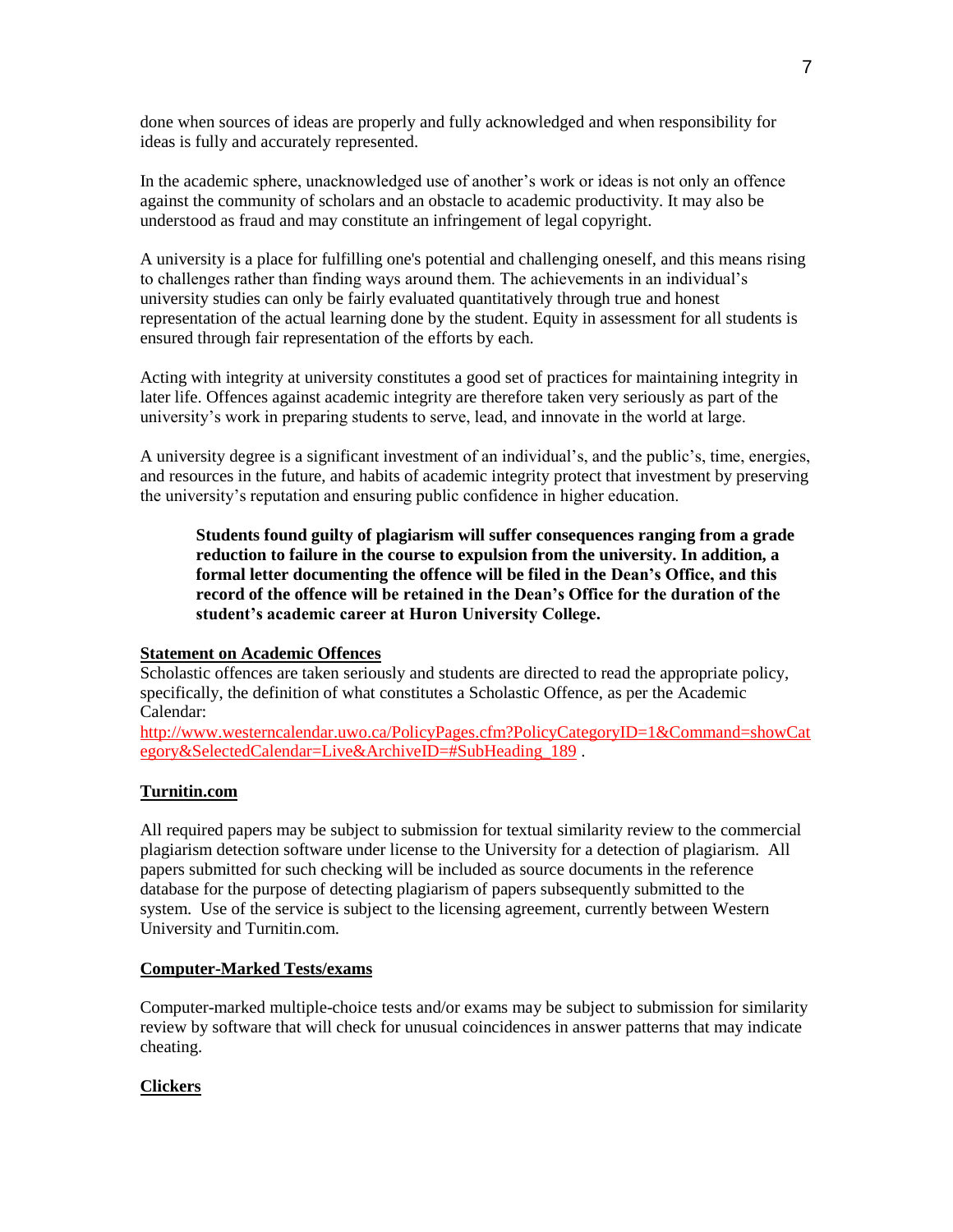done when sources of ideas are properly and fully acknowledged and when responsibility for ideas is fully and accurately represented.

In the academic sphere, unacknowledged use of another's work or ideas is not only an offence against the community of scholars and an obstacle to academic productivity. It may also be understood as fraud and may constitute an infringement of legal copyright.

A university is a place for fulfilling one's potential and challenging oneself, and this means rising to challenges rather than finding ways around them. The achievements in an individual's university studies can only be fairly evaluated quantitatively through true and honest representation of the actual learning done by the student. Equity in assessment for all students is ensured through fair representation of the efforts by each.

Acting with integrity at university constitutes a good set of practices for maintaining integrity in later life. Offences against academic integrity are therefore taken very seriously as part of the university's work in preparing students to serve, lead, and innovate in the world at large.

A university degree is a significant investment of an individual's, and the public's, time, energies, and resources in the future, and habits of academic integrity protect that investment by preserving the university's reputation and ensuring public confidence in higher education.

> **Students found guilty of plagiarism will suffer consequences ranging from a grade reduction to failure in the course to expulsion from the university. In addition, a formal letter documenting the offence will be filed in the Dean's Office, and this record of the offence will be retained in the Dean's Office for the duration of the student's academic career at Huron University College.**

**Statement on Academic Offences**

Scholastic offences are taken seriously and students are directed to read the appropriate policy, specifically, the definition of what constitutes a Scholastic Offence, as per the Academic Calendar:
http://www.westerncalendar.uwo.ca/PolicyPages.cfm?PolicyCategoryID=1&Command=showCategory&SelectedCalendar=Live&ArchiveID=#SubHeading_189 .

**Turnitin.com**

All required papers may be subject to submission for textual similarity review to the commercial plagiarism detection software under license to the University for a detection of plagiarism. All papers submitted for such checking will be included as source documents in the reference database for the purpose of detecting plagiarism of papers subsequently submitted to the system. Use of the service is subject to the licensing agreement, currently between Western University and Turnitin.com.

**Computer-Marked Tests/exams**

Computer-marked multiple-choice tests and/or exams may be subject to submission for similarity review by software that will check for unusual coincidences in answer patterns that may indicate cheating.

**Clickers**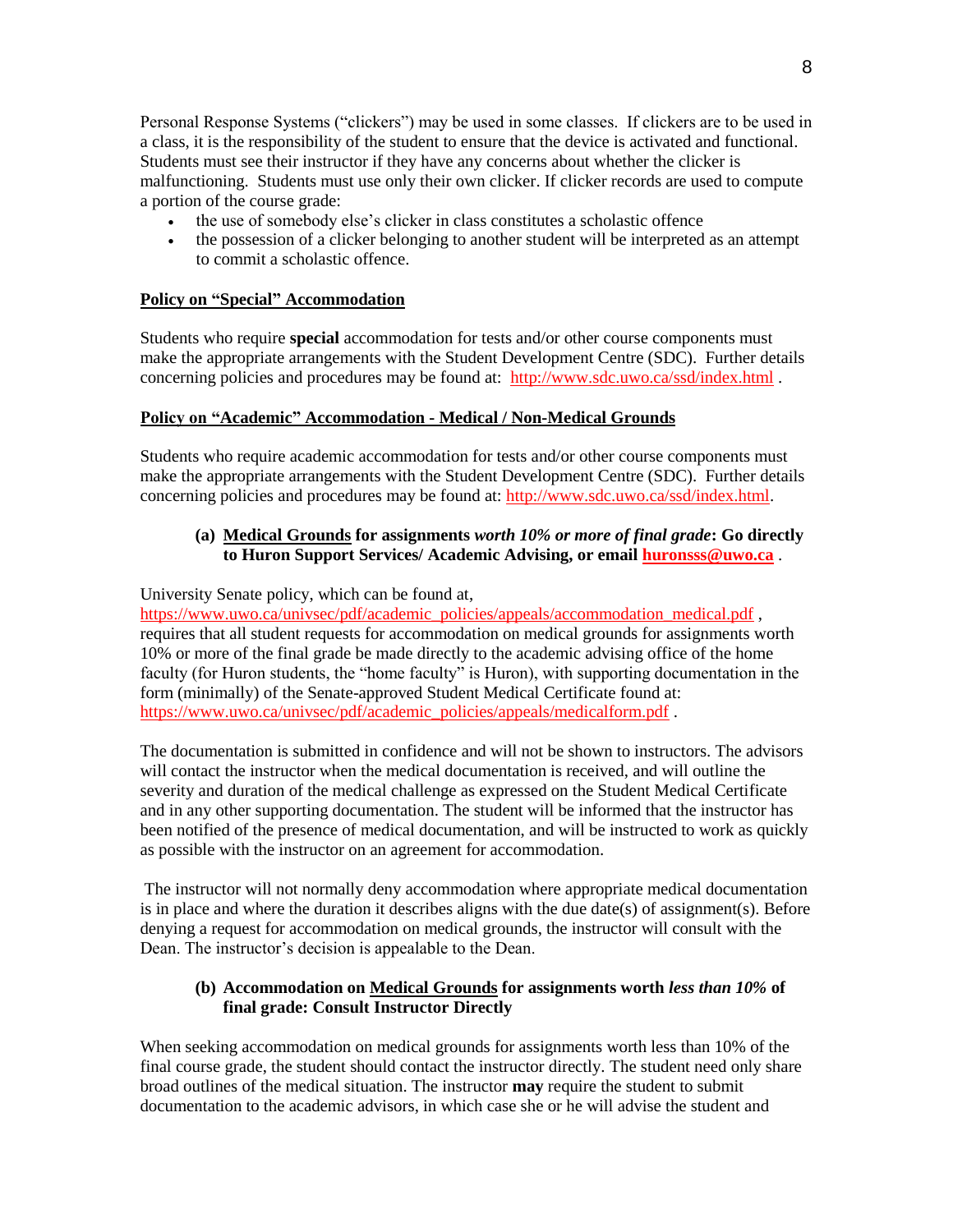Personal Response Systems ("clickers") may be used in some classes. If clickers are to be used in a class, it is the responsibility of the student to ensure that the device is activated and functional. Students must see their instructor if they have any concerns about whether the clicker is malfunctioning. Students must use only their own clicker. If clicker records are used to compute a portion of the course grade:

- the use of somebody else's clicker in class constitutes a scholastic offence
- the possession of a clicker belonging to another student will be interpreted as an attempt to commit a scholastic offence.

**Policy on "Special" Accommodation**

Students who require **special** accommodation for tests and/or other course components must make the appropriate arrangements with the Student Development Centre (SDC). Further details concerning policies and procedures may be found at: http://www.sdc.uwo.ca/ssd/index.html .

**Policy on "Academic" Accommodation - Medical / Non-Medical Grounds**

Students who require academic accommodation for tests and/or other course components must make the appropriate arrangements with the Student Development Centre (SDC). Further details concerning policies and procedures may be found at: http://www.sdc.uwo.ca/ssd/index.html.

**(a) Medical Grounds for assignments *worth 10% or more of final grade*: Go directly to Huron Support Services/ Academic Advising, or email huronsss@uwo.ca .**

University Senate policy, which can be found at, https://www.uwo.ca/univsec/pdf/academic_policies/appeals/accommodation_medical.pdf , requires that all student requests for accommodation on medical grounds for assignments worth 10% or more of the final grade be made directly to the academic advising office of the home faculty (for Huron students, the "home faculty" is Huron), with supporting documentation in the form (minimally) of the Senate-approved Student Medical Certificate found at: https://www.uwo.ca/univsec/pdf/academic_policies/appeals/medicalform.pdf .

The documentation is submitted in confidence and will not be shown to instructors. The advisors will contact the instructor when the medical documentation is received, and will outline the severity and duration of the medical challenge as expressed on the Student Medical Certificate and in any other supporting documentation. The student will be informed that the instructor has been notified of the presence of medical documentation, and will be instructed to work as quickly as possible with the instructor on an agreement for accommodation.

The instructor will not normally deny accommodation where appropriate medical documentation is in place and where the duration it describes aligns with the due date(s) of assignment(s). Before denying a request for accommodation on medical grounds, the instructor will consult with the Dean. The instructor's decision is appealable to the Dean.

**(b) Accommodation on Medical Grounds for assignments worth *less than 10%* of final grade: Consult Instructor Directly**

When seeking accommodation on medical grounds for assignments worth less than 10% of the final course grade, the student should contact the instructor directly. The student need only share broad outlines of the medical situation. The instructor **may** require the student to submit documentation to the academic advisors, in which case she or he will advise the student and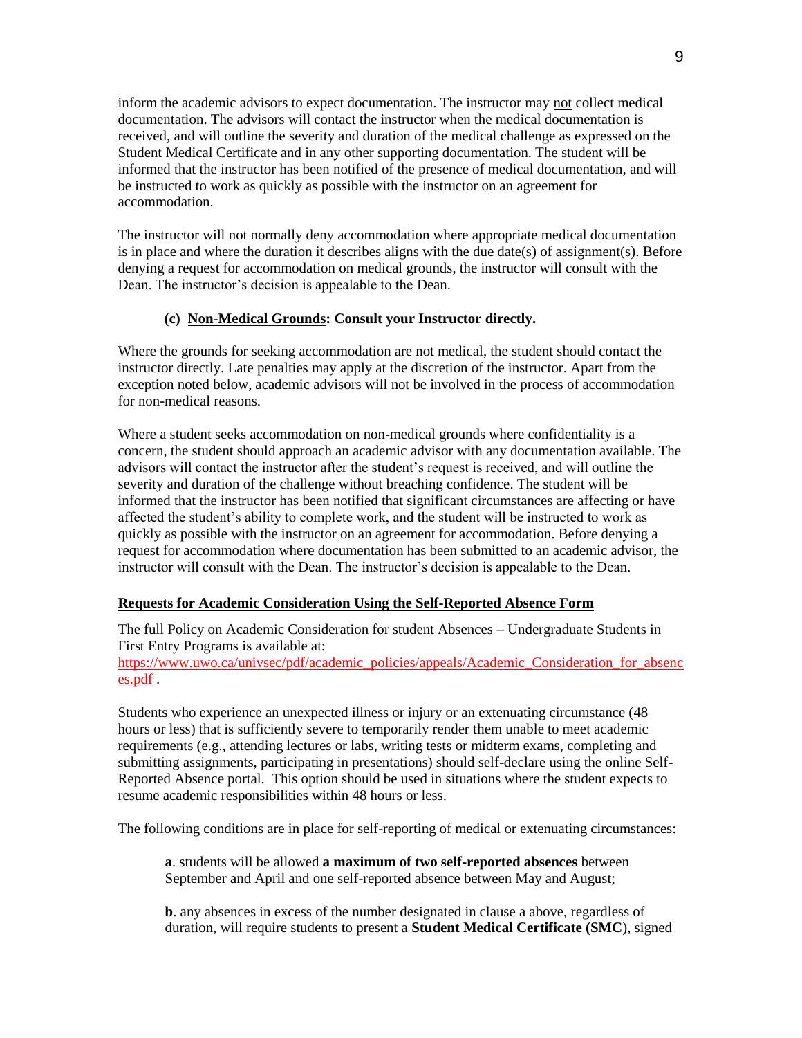inform the academic advisors to expect documentation. The instructor may not collect medical documentation. The advisors will contact the instructor when the medical documentation is received, and will outline the severity and duration of the medical challenge as expressed on the Student Medical Certificate and in any other supporting documentation. The student will be informed that the instructor has been notified of the presence of medical documentation, and will be instructed to work as quickly as possible with the instructor on an agreement for accommodation.

The instructor will not normally deny accommodation where appropriate medical documentation is in place and where the duration it describes aligns with the due date(s) of assignment(s). Before denying a request for accommodation on medical grounds, the instructor will consult with the Dean. The instructor's decision is appealable to the Dean.

**(c) Non-Medical Grounds: Consult your Instructor directly.**

Where the grounds for seeking accommodation are not medical, the student should contact the instructor directly. Late penalties may apply at the discretion of the instructor. Apart from the exception noted below, academic advisors will not be involved in the process of accommodation for non-medical reasons.

Where a student seeks accommodation on non-medical grounds where confidentiality is a concern, the student should approach an academic advisor with any documentation available. The advisors will contact the instructor after the student's request is received, and will outline the severity and duration of the challenge without breaching confidence. The student will be informed that the instructor has been notified that significant circumstances are affecting or have affected the student's ability to complete work, and the student will be instructed to work as quickly as possible with the instructor on an agreement for accommodation. Before denying a request for accommodation where documentation has been submitted to an academic advisor, the instructor will consult with the Dean. The instructor's decision is appealable to the Dean.

**Requests for Academic Consideration Using the Self-Reported Absence Form**

The full Policy on Academic Consideration for student Absences – Undergraduate Students in First Entry Programs is available at:
https://www.uwo.ca/univsec/pdf/academic_policies/appeals/Academic_Consideration_for_absences.pdf .

Students who experience an unexpected illness or injury or an extenuating circumstance (48 hours or less) that is sufficiently severe to temporarily render them unable to meet academic requirements (e.g., attending lectures or labs, writing tests or midterm exams, completing and submitting assignments, participating in presentations) should self-declare using the online Self-Reported Absence portal. This option should be used in situations where the student expects to resume academic responsibilities within 48 hours or less.

The following conditions are in place for self-reporting of medical or extenuating circumstances:

**a**. students will be allowed **a maximum of two self-reported absences** between September and April and one self-reported absence between May and August;

**b**. any absences in excess of the number designated in clause a above, regardless of duration, will require students to present a **Student Medical Certificate (SMC**), signed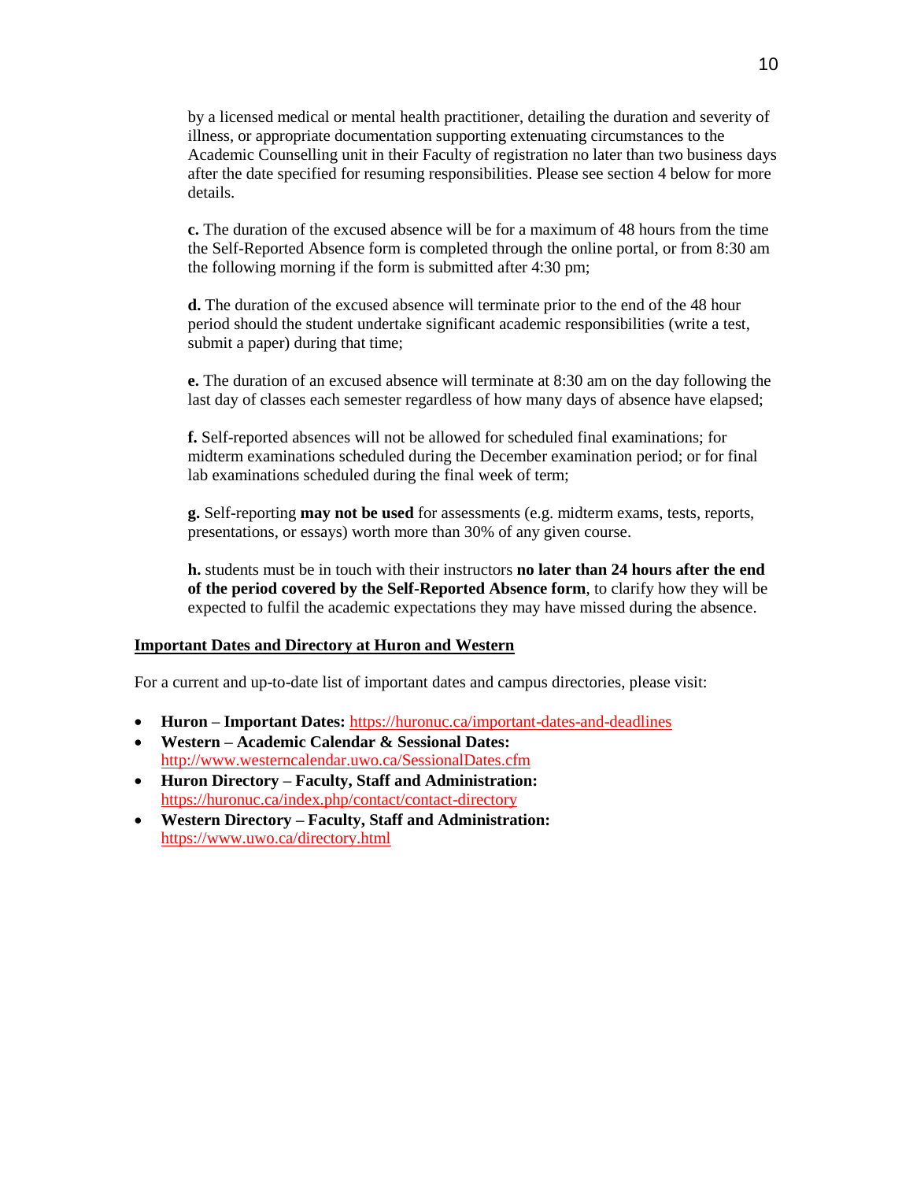by a licensed medical or mental health practitioner, detailing the duration and severity of illness, or appropriate documentation supporting extenuating circumstances to the Academic Counselling unit in their Faculty of registration no later than two business days after the date specified for resuming responsibilities. Please see section 4 below for more details.

**c.** The duration of the excused absence will be for a maximum of 48 hours from the time the Self-Reported Absence form is completed through the online portal, or from 8:30 am the following morning if the form is submitted after 4:30 pm;

**d.** The duration of the excused absence will terminate prior to the end of the 48 hour period should the student undertake significant academic responsibilities (write a test, submit a paper) during that time;

**e.** The duration of an excused absence will terminate at 8:30 am on the day following the last day of classes each semester regardless of how many days of absence have elapsed;

**f.** Self-reported absences will not be allowed for scheduled final examinations; for midterm examinations scheduled during the December examination period; or for final lab examinations scheduled during the final week of term;

**g.** Self-reporting **may not be used** for assessments (e.g. midterm exams, tests, reports, presentations, or essays) worth more than 30% of any given course.

**h.** students must be in touch with their instructors **no later than 24 hours after the end of the period covered by the Self-Reported Absence form**, to clarify how they will be expected to fulfil the academic expectations they may have missed during the absence.

**Important Dates and Directory at Huron and Western**

For a current and up-to-date list of important dates and campus directories, please visit:

- **Huron – Important Dates:** https://huronuc.ca/important-dates-and-deadlines
- **Western – Academic Calendar & Sessional Dates:** http://www.westerncalendar.uwo.ca/SessionalDates.cfm
- **Huron Directory – Faculty, Staff and Administration:** https://huronuc.ca/index.php/contact/contact-directory
- **Western Directory – Faculty, Staff and Administration:** https://www.uwo.ca/directory.html